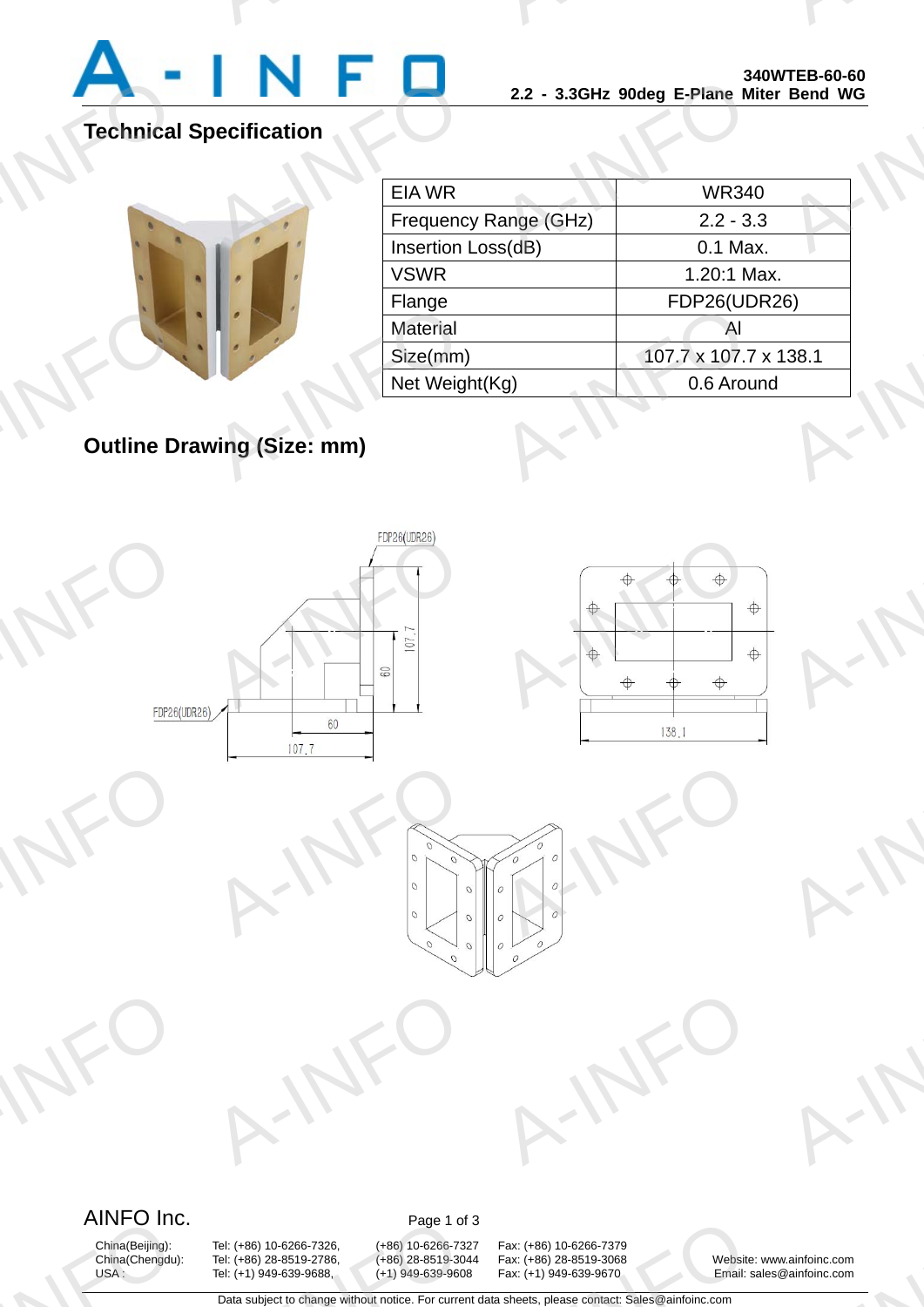**340WTEB-60-60**
**2.2 - 3.3GHz 90deg E-Plane Miter Bend WG**

## Technical Specification

| EIA WR | WR340 |
|---|---|
| Frequency Range (GHz) | 2.2 - 3.3 |
| Insertion Loss(dB) | 0.1 Max. |
| VSWR | 1.20:1 Max. |
| Flange | FDP26(UDR26) |
| Material | Al |
| Size(mm) | 107.7 x 107.7 x 138.1 |
| Net Weight(Kg) | 0.6 Around |

## Outline Drawing (Size: mm)

FDP26(UDR26)

107.7

60

FDP26(UDR26)

60

107.7

138.1

AINFO Inc.

| China(Beijing): | Tel: (+86) 10-6266-7326, | (+86) 10-6266-7327 | Fax: (+86) 10-6266-7379 | |
|---|---|---|---|---|
| China(Chengdu): | Tel: (+86) 28-8519-2786, | (+86) 28-8519-3044 | Fax: (+86) 28-8519-3068 | Website: www.ainfoinc.com |
| USA : | Tel: (+1) 949-639-9688, | (+1) 949-639-9608 | Fax: (+1) 949-639-9670 | Email: sales@ainfoinc.com |

Data subject to change without notice. For current data sheets, please contact: Sales@ainfoinc.com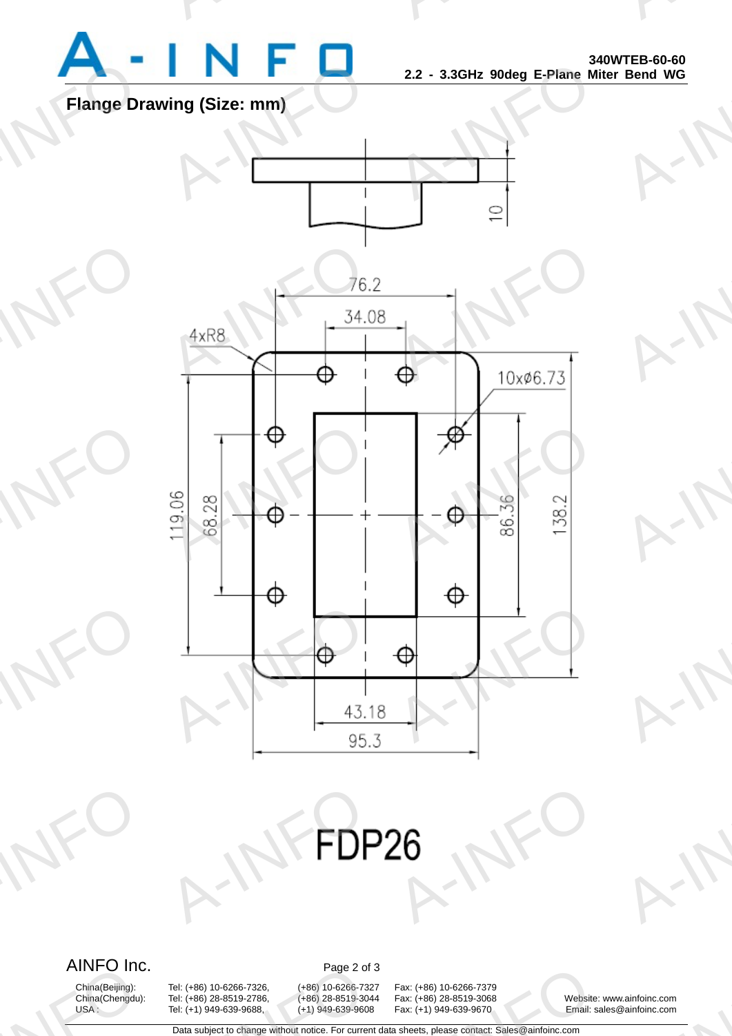## Flange Drawing (Size: mm)

10

76.2

34.08

4xR8

10xø6.73

119.06

68.28

86.36

138.2

43.18

95.3

FDP26

AINFO Inc.

China(Beijing): Tel: (+86) 10-6266-7326, (+86) 10-6266-7327 Fax: (+86) 10-6266-7379
China(Chengdu): Tel: (+86) 28-8519-2786, (+86) 28-8519-3044 Fax: (+86) 28-8519-3068 Website: www.ainfoinc.com
USA : Tel: (+1) 949-639-9688, (+1) 949-639-9608 Fax: (+1) 949-639-9670 Email: sales@ainfoinc.com

Data subject to change without notice. For current data sheets, please contact: Sales@ainfoinc.com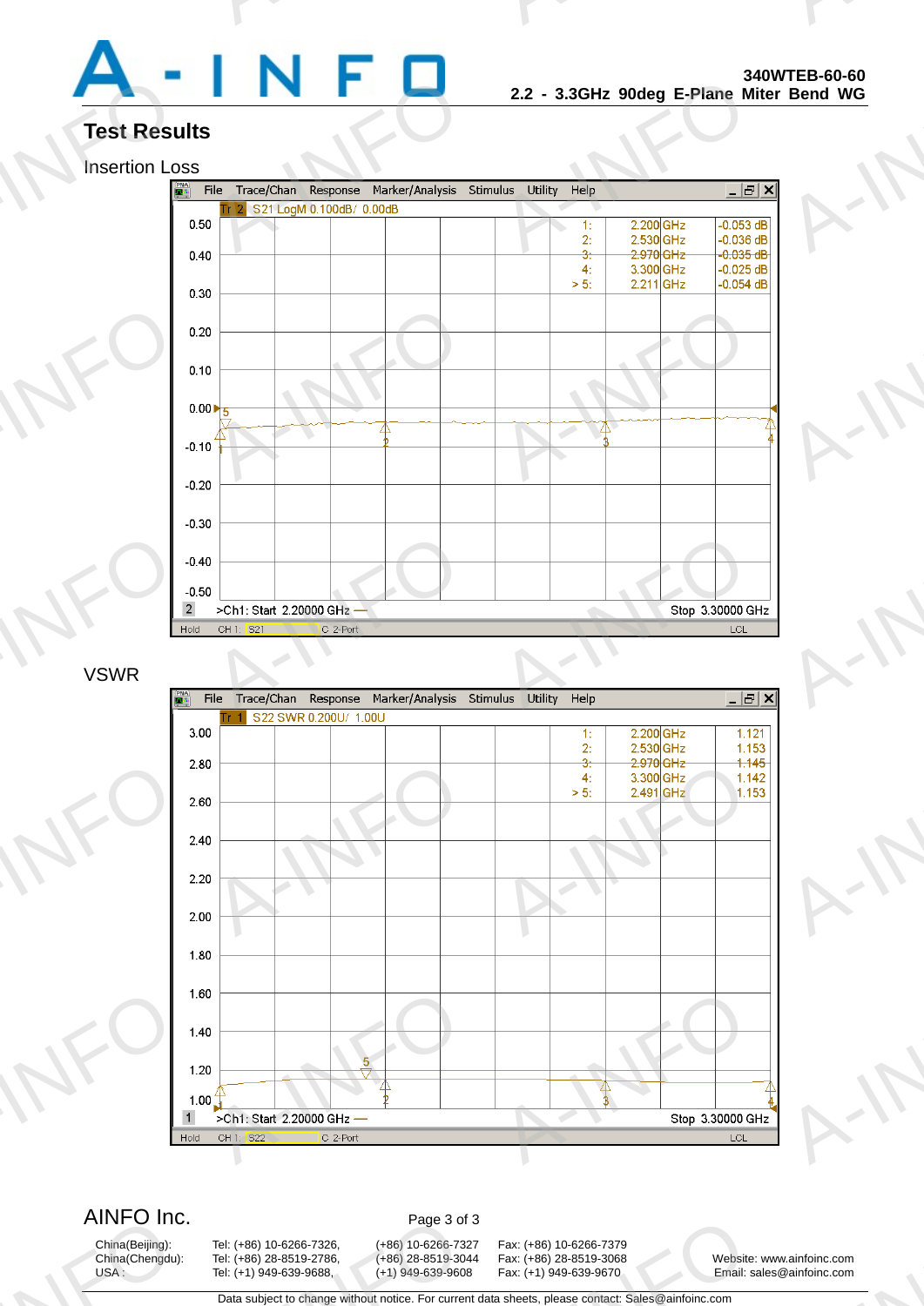# Test Results

## Insertion Loss

File Trace/Chan Response Marker/Analysis Stimulus Utility Help

Tr 2 S21 LogM 0.100dB/ 0.00dB

1: 2.200 GHz -0.053 dB
2: 2.530 GHz -0.036 dB
3: 2.970 GHz -0.035 dB
4: 3.300 GHz -0.025 dB
> 5: 2.211 GHz -0.054 dB

0.50
0.40
0.30
0.20
0.10
0.00
-0.10
-0.20
-0.30
-0.40
-0.50

>Ch1: Start 2.20000 GHz — Stop 3.30000 GHz

Hold CH 1: S21 C 2-Port LCL

## VSWR

File Trace/Chan Response Marker/Analysis Stimulus Utility Help

Tr 1 S22 SWR 0.200U/ 1.00U

1: 2.200 GHz 1.121
2: 2.530 GHz 1.153
3: 2.970 GHz 1.145
4: 3.300 GHz 1.142
> 5: 2.491 GHz 1.153

3.00
2.80
2.60
2.40
2.20
2.00
1.80
1.60
1.40
1.20
1.00

>Ch1: Start 2.20000 GHz — Stop 3.30000 GHz

Hold CH 1: S22 C 2-Port LCL

AINFO Inc.

| | | | | |
|---|---|---|---|---|
| China(Beijing): | Tel: (+86) 10-6266-7326, | (+86) 10-6266-7327 | Fax: (+86) 10-6266-7379 | |
| China(Chengdu): | Tel: (+86) 28-8519-2786, | (+86) 28-8519-3044 | Fax: (+86) 28-8519-3068 | Website: www.ainfoinc.com |
| USA : | Tel: (+1) 949-639-9688, | (+1) 949-639-9608 | Fax: (+1) 949-639-9670 | Email: sales@ainfoinc.com |

Data subject to change without notice. For current data sheets, please contact: Sales@ainfoinc.com